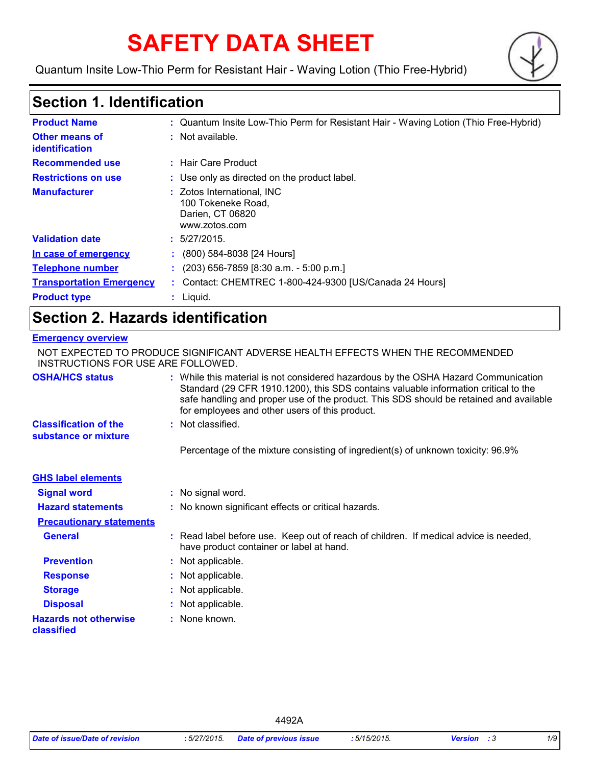# SAFETY DATA SHEET

Quantum Insite Low-Thio Perm for Resistant Hair - Waving Lotion (Thio Free-Hybrid)

## Section 1. Identification

| | |
|---|---|
| **Product Name** | : Quantum Insite Low-Thio Perm for Resistant Hair - Waving Lotion (Thio Free-Hybrid) |
| **Other means of identification** | : Not available. |
| **Recommended use** | : Hair Care Product |
| **Restrictions on use** | : Use only as directed on the product label. |
| **Manufacturer** | : Zotos International, INC<br>100 Tokeneke Road,<br>Darien, CT 06820<br>www.zotos.com |
| **Validation date** | : 5/27/2015. |
| **In case of emergency** | : (800) 584-8038 [24 Hours] |
| **Telephone number** | : (203) 656-7859 [8:30 a.m. - 5:00 p.m.] |
| **Transportation Emergency** | : Contact: CHEMTREC 1-800-424-9300 [US/Canada 24 Hours] |
| **Product type** | : Liquid. |

## Section 2. Hazards identification

**Emergency overview**

NOT EXPECTED TO PRODUCE SIGNIFICANT ADVERSE HEALTH EFFECTS WHEN THE RECOMMENDED INSTRUCTIONS FOR USE ARE FOLLOWED.

| | |
|---|---|
| **OSHA/HCS status** | : While this material is not considered hazardous by the OSHA Hazard Communication Standard (29 CFR 1910.1200), this SDS contains valuable information critical to the safe handling and proper use of the product. This SDS should be retained and available for employees and other users of this product. |
| **Classification of the substance or mixture** | : Not classified. |
| | Percentage of the mixture consisting of ingredient(s) of unknown toxicity: 96.9% |

**GHS label elements**

| | |
|---|---|
| **Signal word** | : No signal word. |
| **Hazard statements** | : No known significant effects or critical hazards. |
| **Precautionary statements** | |
| **General** | : Read label before use. Keep out of reach of children. If medical advice is needed, have product container or label at hand. |
| **Prevention** | : Not applicable. |
| **Response** | : Not applicable. |
| **Storage** | : Not applicable. |
| **Disposal** | : Not applicable. |
| **Hazards not otherwise classified** | : None known. |

4492A

*Date of issue/Date of revision* : 5/27/2015. *Date of previous issue* : 5/15/2015. *Version* : 3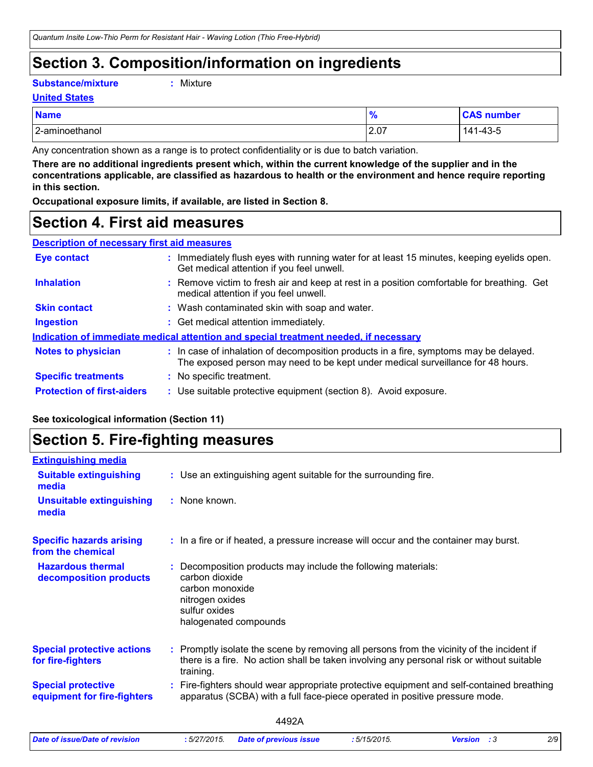# Section 3. Composition/information on ingredients

**Substance/mixture** : Mixture

**United States**

| Name | % | CAS number |
|---|---|---|
| 2-aminoethanol | 2.07 | 141-43-5 |

Any concentration shown as a range is to protect confidentiality or is due to batch variation.

**There are no additional ingredients present which, within the current knowledge of the supplier and in the concentrations applicable, are classified as hazardous to health or the environment and hence require reporting in this section.**

**Occupational exposure limits, if available, are listed in Section 8.**

# Section 4. First aid measures

**Description of necessary first aid measures**

**Eye contact** : Immediately flush eyes with running water for at least 15 minutes, keeping eyelids open. Get medical attention if you feel unwell.

**Inhalation** : Remove victim to fresh air and keep at rest in a position comfortable for breathing. Get medical attention if you feel unwell.

**Skin contact** : Wash contaminated skin with soap and water.

**Ingestion** : Get medical attention immediately.

**Indication of immediate medical attention and special treatment needed, if necessary**

**Notes to physician** : In case of inhalation of decomposition products in a fire, symptoms may be delayed. The exposed person may need to be kept under medical surveillance for 48 hours.

**Specific treatments** : No specific treatment.

**Protection of first-aiders** : Use suitable protective equipment (section 8). Avoid exposure.

**See toxicological information (Section 11)**

# Section 5. Fire-fighting measures

**Extinguishing media**

**Suitable extinguishing media** : Use an extinguishing agent suitable for the surrounding fire.

**Unsuitable extinguishing media** : None known.

**Specific hazards arising from the chemical** : In a fire or if heated, a pressure increase will occur and the container may burst.

**Hazardous thermal decomposition products** : Decomposition products may include the following materials:
carbon dioxide
carbon monoxide
nitrogen oxides
sulfur oxides
halogenated compounds

**Special protective actions for fire-fighters** : Promptly isolate the scene by removing all persons from the vicinity of the incident if there is a fire. No action shall be taken involving any personal risk or without suitable training.

**Special protective equipment for fire-fighters** : Fire-fighters should wear appropriate protective equipment and self-contained breathing apparatus (SCBA) with a full face-piece operated in positive pressure mode.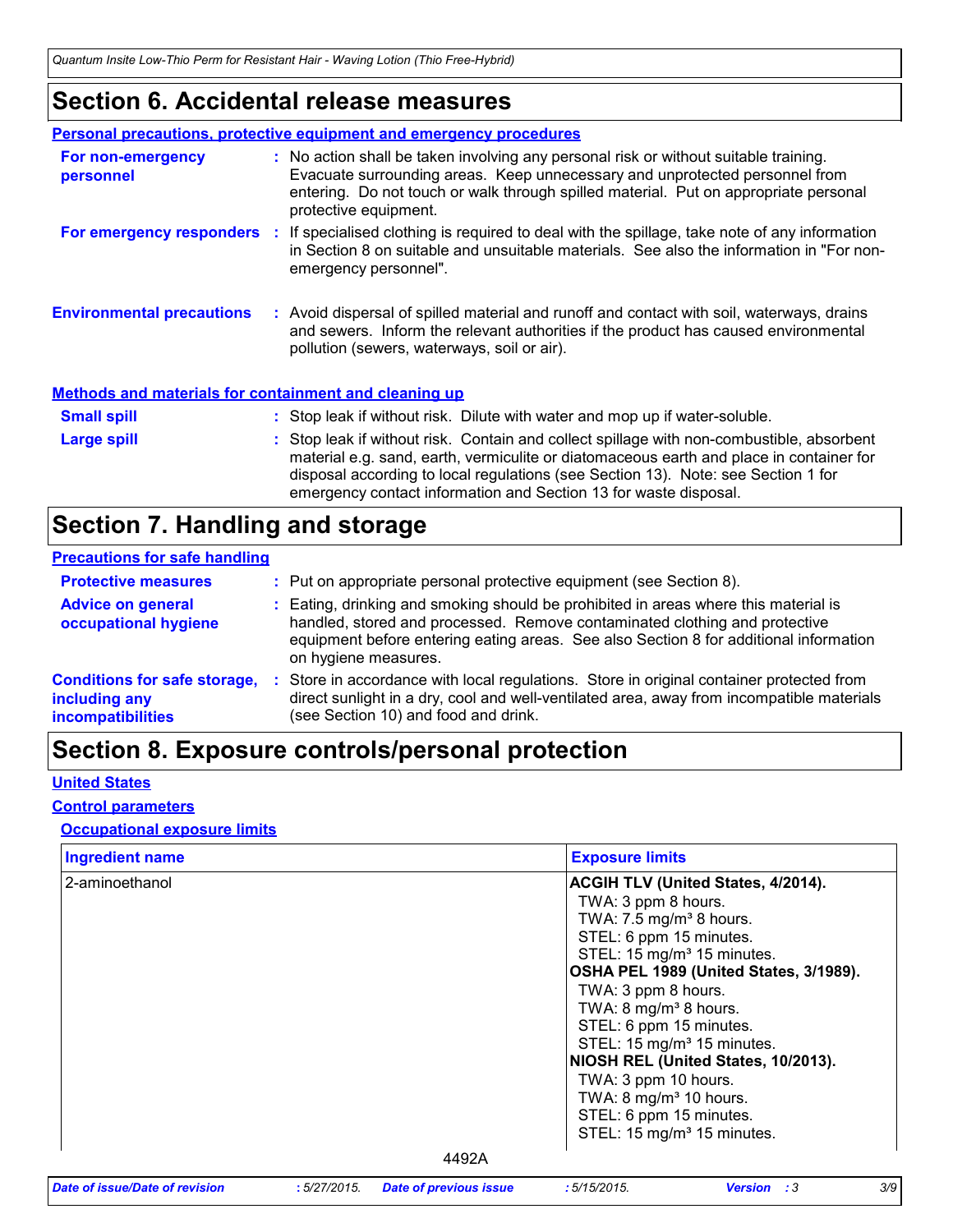# Section 6. Accidental release measures

## Personal precautions, protective equipment and emergency procedures

**For non-emergency personnel** : No action shall be taken involving any personal risk or without suitable training. Evacuate surrounding areas. Keep unnecessary and unprotected personnel from entering. Do not touch or walk through spilled material. Put on appropriate personal protective equipment.

**For emergency responders** : If specialised clothing is required to deal with the spillage, take note of any information in Section 8 on suitable and unsuitable materials. See also the information in "For non-emergency personnel".

**Environmental precautions** : Avoid dispersal of spilled material and runoff and contact with soil, waterways, drains and sewers. Inform the relevant authorities if the product has caused environmental pollution (sewers, waterways, soil or air).

## Methods and materials for containment and cleaning up

**Small spill** : Stop leak if without risk. Dilute with water and mop up if water-soluble.

**Large spill** : Stop leak if without risk. Contain and collect spillage with non-combustible, absorbent material e.g. sand, earth, vermiculite or diatomaceous earth and place in container for disposal according to local regulations (see Section 13). Note: see Section 1 for emergency contact information and Section 13 for waste disposal.

# Section 7. Handling and storage

## Precautions for safe handling

**Protective measures** : Put on appropriate personal protective equipment (see Section 8).

**Advice on general occupational hygiene** : Eating, drinking and smoking should be prohibited in areas where this material is handled, stored and processed. Remove contaminated clothing and protective equipment before entering eating areas. See also Section 8 for additional information on hygiene measures.

**Conditions for safe storage, including any incompatibilities** : Store in accordance with local regulations. Store in original container protected from direct sunlight in a dry, cool and well-ventilated area, away from incompatible materials (see Section 10) and food and drink.

# Section 8. Exposure controls/personal protection

## United States

## Control parameters

### Occupational exposure limits

| Ingredient name | Exposure limits |
|---|---|
| 2-aminoethanol | **ACGIH TLV (United States, 4/2014).**<br>TWA: 3 ppm 8 hours.<br>TWA: 7.5 mg/m³ 8 hours.<br>STEL: 6 ppm 15 minutes.<br>STEL: 15 mg/m³ 15 minutes.<br>**OSHA PEL 1989 (United States, 3/1989).**<br>TWA: 3 ppm 8 hours.<br>TWA: 8 mg/m³ 8 hours.<br>STEL: 6 ppm 15 minutes.<br>STEL: 15 mg/m³ 15 minutes.<br>**NIOSH REL (United States, 10/2013).**<br>TWA: 3 ppm 10 hours.<br>TWA: 8 mg/m³ 10 hours.<br>STEL: 6 ppm 15 minutes.<br>STEL: 15 mg/m³ 15 minutes. |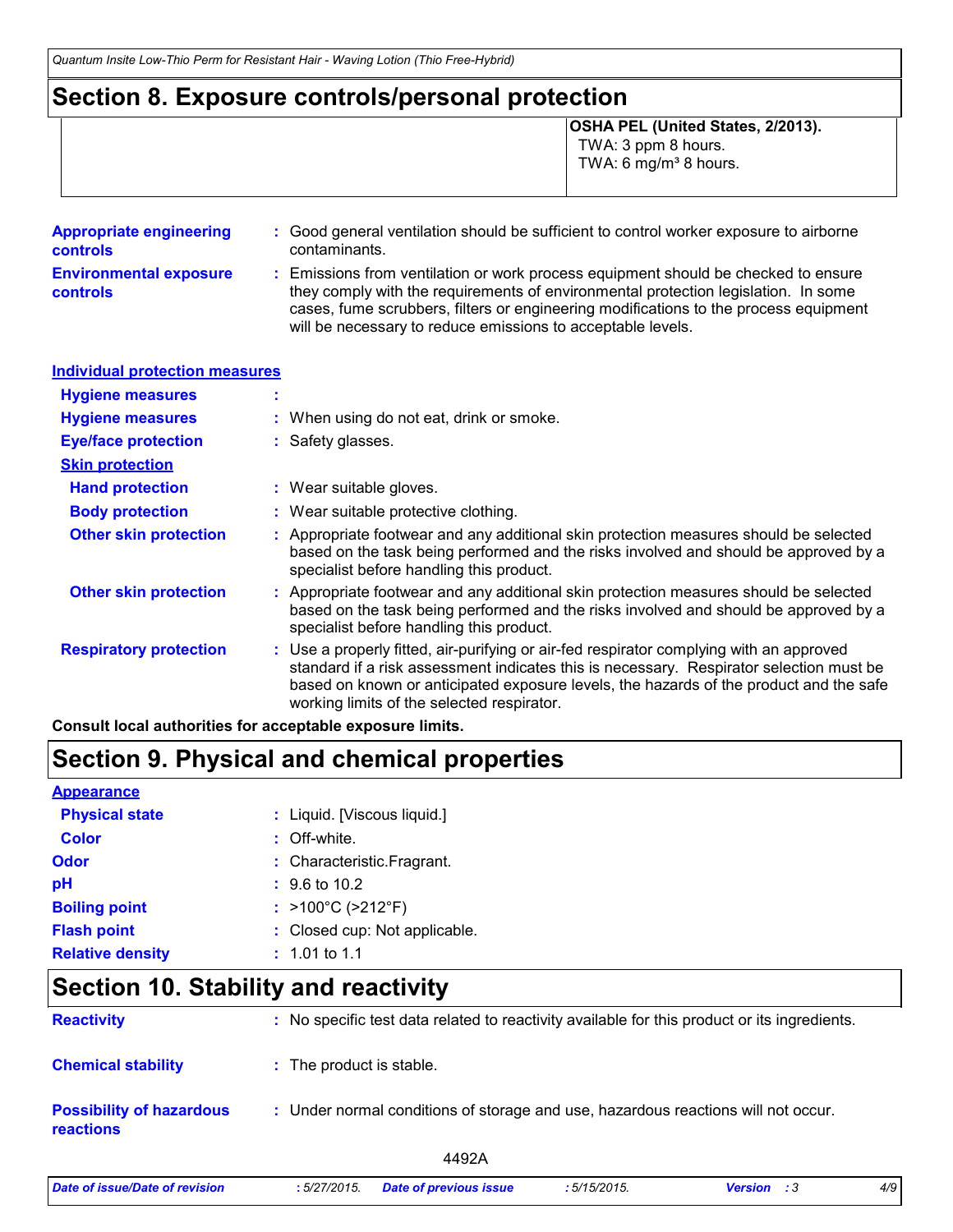## Section 8. Exposure controls/personal protection

| | |
|---|---|
| | **OSHA PEL (United States, 2/2013).**<br>TWA: 3 ppm 8 hours.<br>TWA: 6 mg/m³ 8 hours. |

**Appropriate engineering controls** : Good general ventilation should be sufficient to control worker exposure to airborne contaminants.

**Environmental exposure controls** : Emissions from ventilation or work process equipment should be checked to ensure they comply with the requirements of environmental protection legislation. In some cases, fume scrubbers, filters or engineering modifications to the process equipment will be necessary to reduce emissions to acceptable levels.

### Individual protection measures

**Hygiene measures** :

**Hygiene measures** : When using do not eat, drink or smoke.

**Eye/face protection** : Safety glasses.

#### Skin protection

**Hand protection** : Wear suitable gloves.

**Body protection** : Wear suitable protective clothing.

**Other skin protection** : Appropriate footwear and any additional skin protection measures should be selected based on the task being performed and the risks involved and should be approved by a specialist before handling this product.

**Other skin protection** : Appropriate footwear and any additional skin protection measures should be selected based on the task being performed and the risks involved and should be approved by a specialist before handling this product.

**Respiratory protection** : Use a properly fitted, air-purifying or air-fed respirator complying with an approved standard if a risk assessment indicates this is necessary. Respirator selection must be based on known or anticipated exposure levels, the hazards of the product and the safe working limits of the selected respirator.

**Consult local authorities for acceptable exposure limits.**

## Section 9. Physical and chemical properties

### Appearance

**Physical state** : Liquid. [Viscous liquid.]

**Color** : Off-white.

**Odor** : Characteristic.Fragrant.

**pH** : 9.6 to 10.2

**Boiling point** : >100°C (>212°F)

**Flash point** : Closed cup: Not applicable.

**Relative density** : 1.01 to 1.1

## Section 10. Stability and reactivity

**Reactivity** : No specific test data related to reactivity available for this product or its ingredients.

**Chemical stability** : The product is stable.

**Possibility of hazardous reactions** : Under normal conditions of storage and use, hazardous reactions will not occur.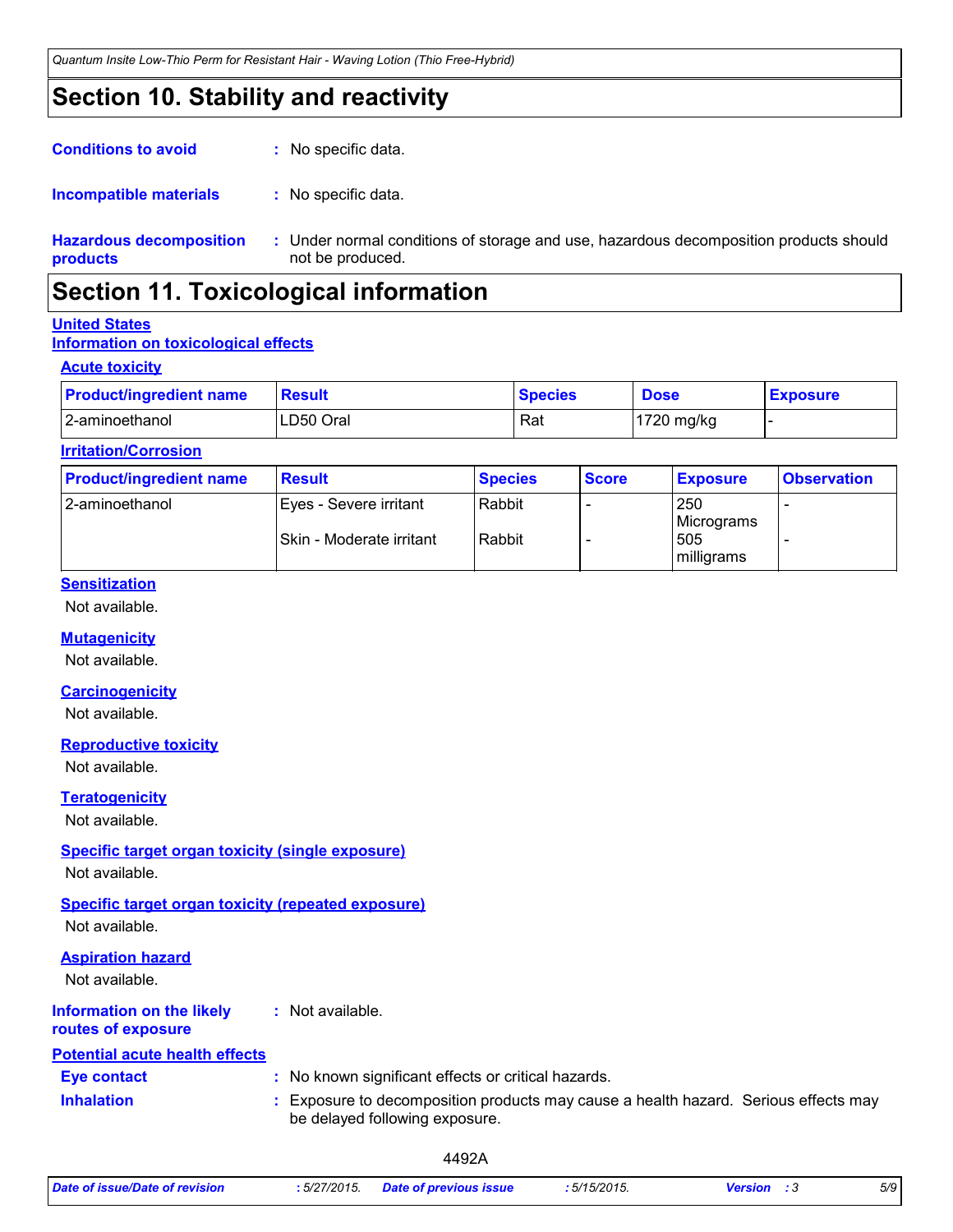# Section 10. Stability and reactivity

**Conditions to avoid** : No specific data.

**Incompatible materials** : No specific data.

**Hazardous decomposition products** : Under normal conditions of storage and use, hazardous decomposition products should not be produced.

# Section 11. Toxicological information

**United States**

**Information on toxicological effects**

**Acute toxicity**

| Product/ingredient name | Result | Species | Dose | Exposure |
|---|---|---|---|---|
| 2-aminoethanol | LD50 Oral | Rat | 1720 mg/kg | - |

**Irritation/Corrosion**

| Product/ingredient name | Result | Species | Score | Exposure | Observation |
|---|---|---|---|---|---|
| 2-aminoethanol | Eyes - Severe irritant | Rabbit | - | 250 Micrograms | - |
| | Skin - Moderate irritant | Rabbit | - | 505 milligrams | - |

**Sensitization**

Not available.

**Mutagenicity**

Not available.

**Carcinogenicity**

Not available.

**Reproductive toxicity**

Not available.

**Teratogenicity**

Not available.

**Specific target organ toxicity (single exposure)**

Not available.

**Specific target organ toxicity (repeated exposure)**

Not available.

**Aspiration hazard**

Not available.

**Information on the likely routes of exposure** : Not available.

**Potential acute health effects**

**Eye contact** : No known significant effects or critical hazards.

**Inhalation** : Exposure to decomposition products may cause a health hazard. Serious effects may be delayed following exposure.

4492A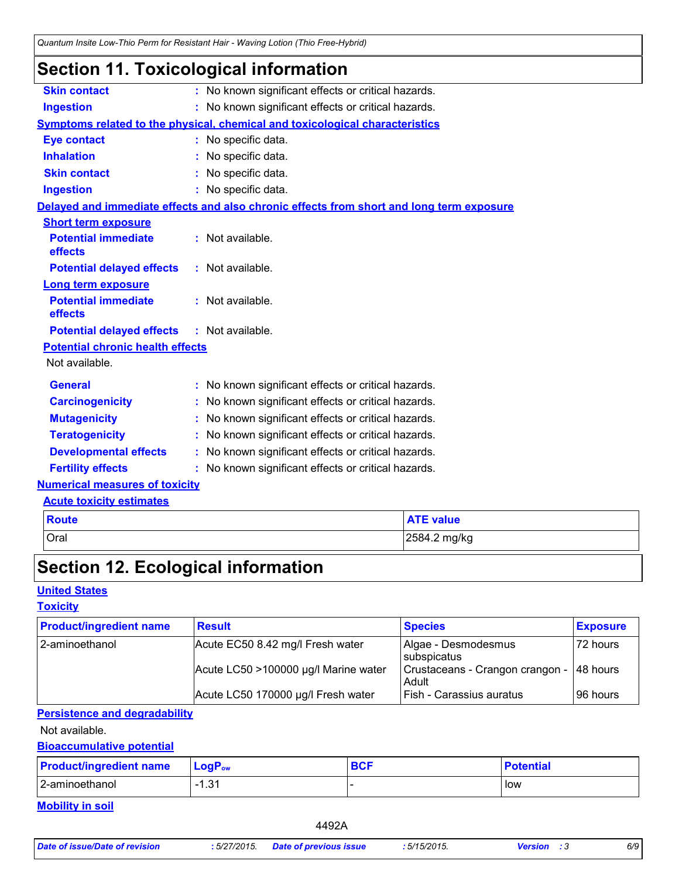# Section 11. Toxicological information

**Skin contact** : No known significant effects or critical hazards.

**Ingestion** : No known significant effects or critical hazards.

**Symptoms related to the physical, chemical and toxicological characteristics**

**Eye contact** : No specific data.

**Inhalation** : No specific data.

**Skin contact** : No specific data.

**Ingestion** : No specific data.

**Delayed and immediate effects and also chronic effects from short and long term exposure**

**Short term exposure**

**Potential immediate effects** : Not available.

**Potential delayed effects** : Not available.

**Long term exposure**

**Potential immediate effects** : Not available.

**Potential delayed effects** : Not available.

**Potential chronic health effects**

Not available.

**General** : No known significant effects or critical hazards.

**Carcinogenicity** : No known significant effects or critical hazards.

**Mutagenicity** : No known significant effects or critical hazards.

**Teratogenicity** : No known significant effects or critical hazards.

**Developmental effects** : No known significant effects or critical hazards.

**Fertility effects** : No known significant effects or critical hazards.

**Numerical measures of toxicity**

**Acute toxicity estimates**

| Route | ATE value |
|---|---|
| Oral | 2584.2 mg/kg |

# Section 12. Ecological information

**United States**

**Toxicity**

| Product/ingredient name | Result | Species | Exposure |
|---|---|---|---|
| 2-aminoethanol | Acute EC50 8.42 mg/l Fresh water | Algae - Desmodesmus subspicatus | 72 hours |
| | Acute LC50 >100000 µg/l Marine water | Crustaceans - Crangon crangon - Adult | 48 hours |
| | Acute LC50 170000 µg/l Fresh water | Fish - Carassius auratus | 96 hours |

**Persistence and degradability**

Not available.

**Bioaccumulative potential**

| Product/ingredient name | $LogP_{ow}$ | BCF | Potential |
|---|---|---|---|
| 2-aminoethanol | -1.31 | - | low |

**Mobility in soil**

4492A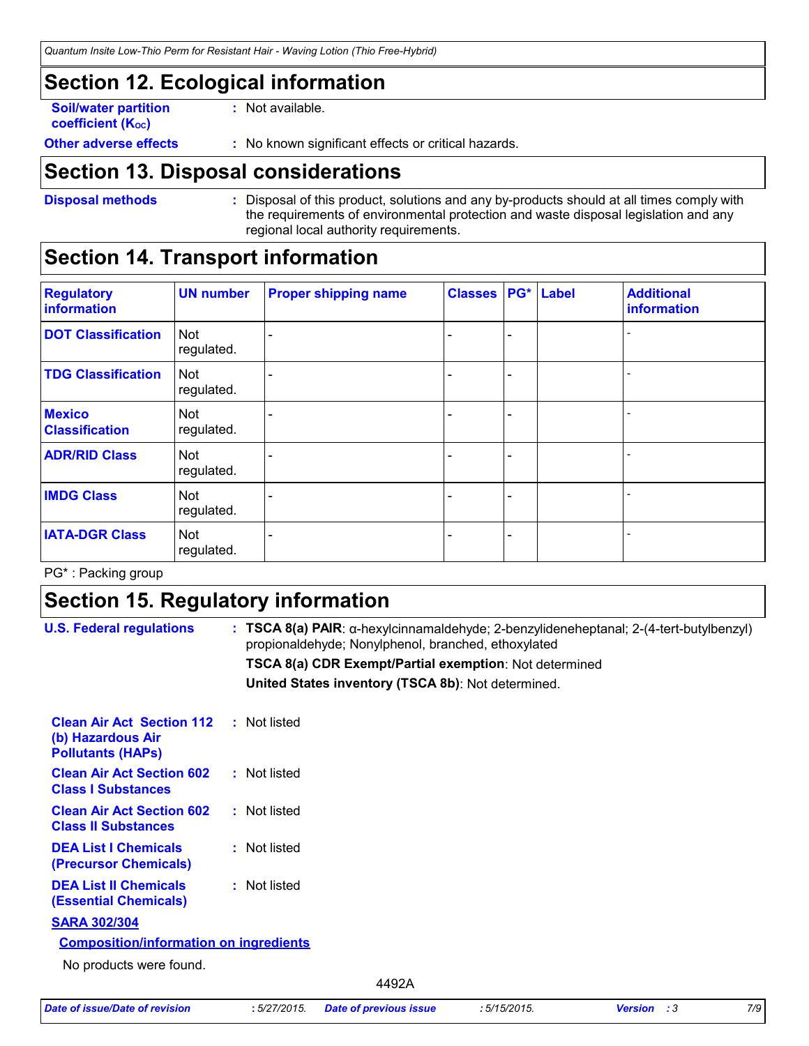## Section 12. Ecological information

**Soil/water partition coefficient ($K_{OC}$)** : Not available.

**Other adverse effects** : No known significant effects or critical hazards.

## Section 13. Disposal considerations

**Disposal methods** : Disposal of this product, solutions and any by-products should at all times comply with the requirements of environmental protection and waste disposal legislation and any regional local authority requirements.

## Section 14. Transport information

| Regulatory information | UN number | Proper shipping name | Classes | PG* | Label | Additional information |
|---|---|---|---|---|---|---|
| DOT Classification | Not regulated. | - | - | - | | - |
| TDG Classification | Not regulated. | - | - | - | | - |
| Mexico Classification | Not regulated. | - | - | - | | - |
| ADR/RID Class | Not regulated. | - | - | - | | - |
| IMDG Class | Not regulated. | - | - | - | | - |
| IATA-DGR Class | Not regulated. | - | - | - | | - |

PG* : Packing group

## Section 15. Regulatory information

**U.S. Federal regulations** : **TSCA 8(a) PAIR**: α-hexylcinnamaldehyde; 2-benzylideneheptanal; 2-(4-tert-butylbenzyl) propionaldehyde; Nonylphenol, branched, ethoxylated

**TSCA 8(a) CDR Exempt/Partial exemption**: Not determined

**United States inventory (TSCA 8b)**: Not determined.

**Clean Air Act Section 112 (b) Hazardous Air Pollutants (HAPs)** : Not listed

**Clean Air Act Section 602 Class I Substances** : Not listed

**Clean Air Act Section 602 Class II Substances** : Not listed

**DEA List I Chemicals (Precursor Chemicals)** : Not listed

**DEA List II Chemicals (Essential Chemicals)** : Not listed

**SARA 302/304**

**Composition/information on ingredients**

No products were found.

4492A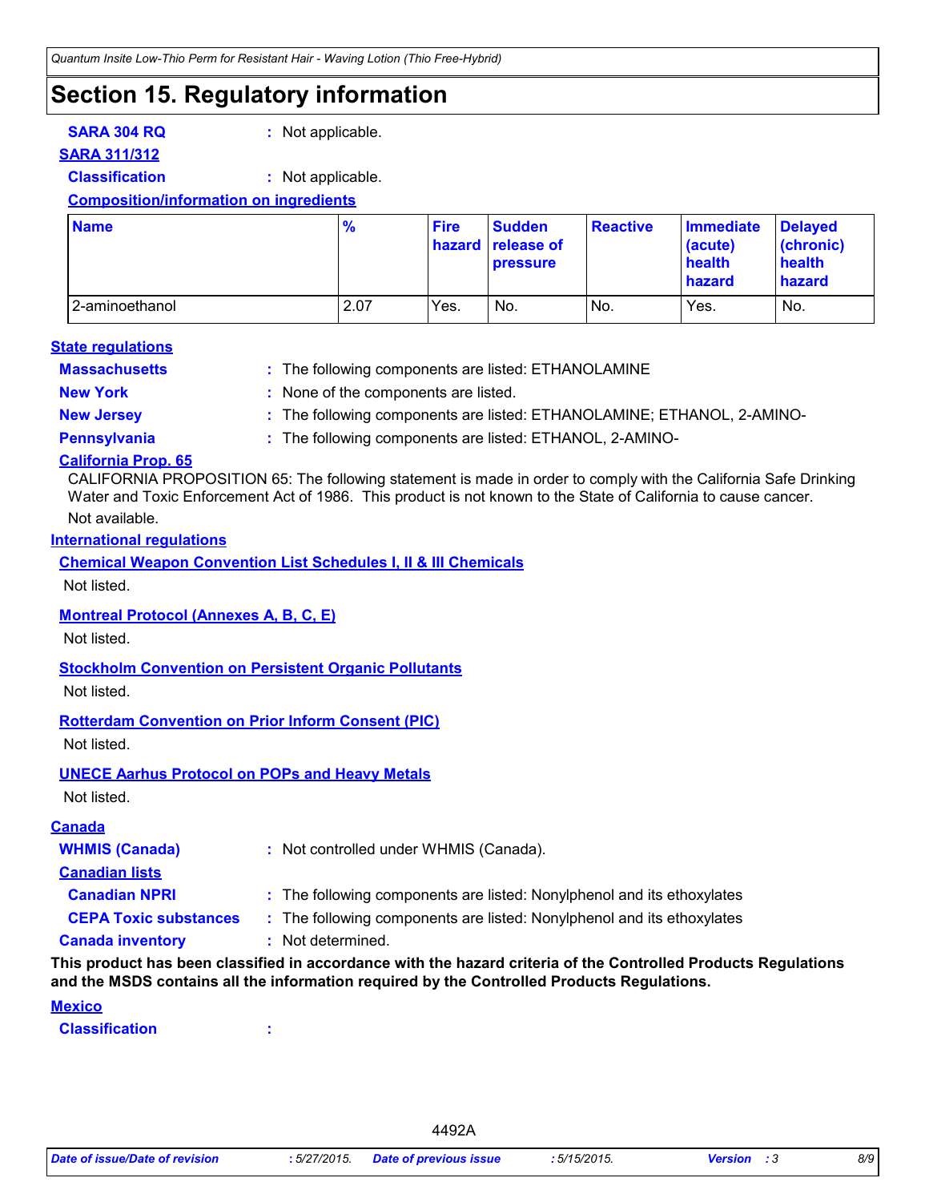# Section 15. Regulatory information

**SARA 304 RQ** : Not applicable.

**SARA 311/312**

**Classification** : Not applicable.

**Composition/information on ingredients**

| Name | % | Fire hazard | Sudden release of pressure | Reactive | Immediate (acute) health hazard | Delayed (chronic) health hazard |
|---|---|---|---|---|---|---|
| 2-aminoethanol | 2.07 | Yes. | No. | No. | Yes. | No. |

**State regulations**

**Massachusetts** : The following components are listed: ETHANOLAMINE

**New York** : None of the components are listed.

**New Jersey** : The following components are listed: ETHANOLAMINE; ETHANOL, 2-AMINO-

**Pennsylvania** : The following components are listed: ETHANOL, 2-AMINO-

**California Prop. 65**

CALIFORNIA PROPOSITION 65: The following statement is made in order to comply with the California Safe Drinking Water and Toxic Enforcement Act of 1986. This product is not known to the State of California to cause cancer.

Not available.

**International regulations**

**Chemical Weapon Convention List Schedules I, II & III Chemicals**

Not listed.

**Montreal Protocol (Annexes A, B, C, E)**

Not listed.

**Stockholm Convention on Persistent Organic Pollutants**

Not listed.

**Rotterdam Convention on Prior Inform Consent (PIC)**

Not listed.

**UNECE Aarhus Protocol on POPs and Heavy Metals**

Not listed.

**Canada**

**WHMIS (Canada)** : Not controlled under WHMIS (Canada).

**Canadian lists**

**Canadian NPRI** : The following components are listed: Nonylphenol and its ethoxylates

**CEPA Toxic substances** : The following components are listed: Nonylphenol and its ethoxylates

**Canada inventory** : Not determined.

**This product has been classified in accordance with the hazard criteria of the Controlled Products Regulations and the MSDS contains all the information required by the Controlled Products Regulations.**

**Mexico**

**Classification** :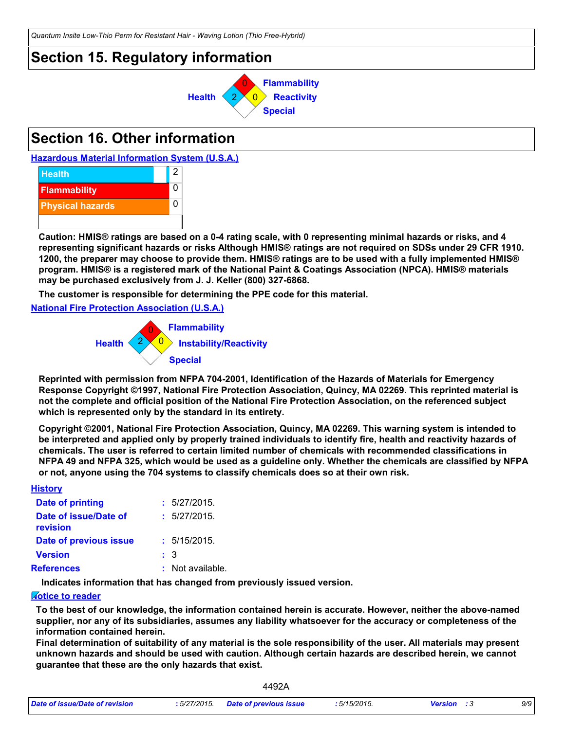## Section 15. Regulatory information

Health 2
Flammability 0
Reactivity 0
Special

## Section 16. Other information

**Hazardous Material Information System (U.S.A.)**

| | |
|---|---|
| Health | 2 |
| Flammability | 0 |
| Physical hazards | 0 |

**Caution: HMIS® ratings are based on a 0-4 rating scale, with 0 representing minimal hazards or risks, and 4 representing significant hazards or risks Although HMIS® ratings are not required on SDSs under 29 CFR 1910. 1200, the preparer may choose to provide them. HMIS® ratings are to be used with a fully implemented HMIS® program. HMIS® is a registered mark of the National Paint & Coatings Association (NPCA). HMIS® materials may be purchased exclusively from J. J. Keller (800) 327-6868.**

**The customer is responsible for determining the PPE code for this material.**

**National Fire Protection Association (U.S.A.)**

Health 2
Flammability 0
Instability/Reactivity 0
Special

**Reprinted with permission from NFPA 704-2001, Identification of the Hazards of Materials for Emergency Response Copyright ©1997, National Fire Protection Association, Quincy, MA 02269. This reprinted material is not the complete and official position of the National Fire Protection Association, on the referenced subject which is represented only by the standard in its entirety.**

**Copyright ©2001, National Fire Protection Association, Quincy, MA 02269. This warning system is intended to be interpreted and applied only by properly trained individuals to identify fire, health and reactivity hazards of chemicals. The user is referred to certain limited number of chemicals with recommended classifications in NFPA 49 and NFPA 325, which would be used as a guideline only. Whether the chemicals are classified by NFPA or not, anyone using the 704 systems to classify chemicals does so at their own risk.**

**History**

| | |
|---|---|
| **Date of printing** | : 5/27/2015. |
| **Date of issue/Date of revision** | : 5/27/2015. |
| **Date of previous issue** | : 5/15/2015. |
| **Version** | : 3 |
| **References** | : Not available. |

**Indicates information that has changed from previously issued version.**

**Notice to reader**

**To the best of our knowledge, the information contained herein is accurate. However, neither the above-named supplier, nor any of its subsidiaries, assumes any liability whatsoever for the accuracy or completeness of the information contained herein.**
**Final determination of suitability of any material is the sole responsibility of the user. All materials may present unknown hazards and should be used with caution. Although certain hazards are described herein, we cannot guarantee that these are the only hazards that exist.**

4492A